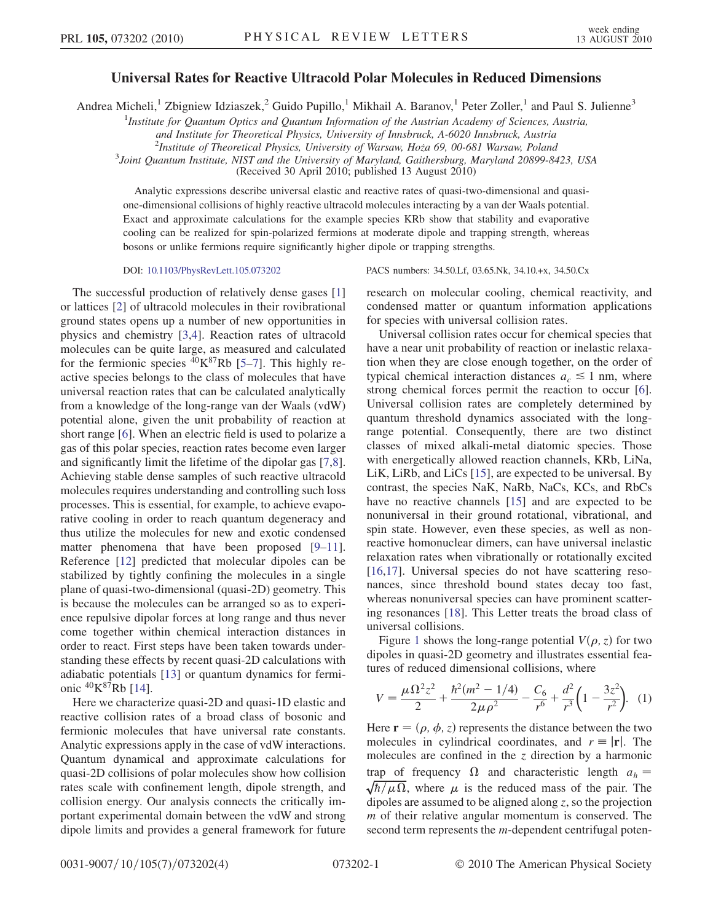# Universal Rates for Reactive Ultracold Polar Molecules in Reduced Dimensions

Andrea Micheli,[1] Zbigniew Idziaszek,[2] Guido Pupillo,[1] Mikhail A. Baranov,[1] Peter Zoller,[1] and Paul S. Julienne[3]

[1]*Institute for Quantum Optics and Quantum Information of the Austrian Academy of Sciences, Austria, and Institute for Theoretical Physics, University of Innsbruck, A-6020 Innsbruck, Austria*

[2]*Institute of Theoretical Physics, University of Warsaw, Hoża 69, 00-681 Warsaw, Poland*

[3]*Joint Quantum Institute, NIST and the University of Maryland, Gaithersburg, Maryland 20899-8423, USA*

(Received 30 April 2010; published 13 August 2010)

Analytic expressions describe universal elastic and reactive rates of quasi-two-dimensional and quasi-one-dimensional collisions of highly reactive ultracold molecules interacting by a van der Waals potential. Exact and approximate calculations for the example species KRb show that stability and evaporative cooling can be realized for spin-polarized fermions at moderate dipole and trapping strength, whereas bosons or unlike fermions require significantly higher dipole or trapping strengths.

DOI: 10.1103/PhysRevLett.105.073202

PACS numbers: 34.50.Lf, 03.65.Nk, 34.10.+x, 34.50.Cx

The successful production of relatively dense gases [1] or lattices [2] of ultracold molecules in their rovibrational ground states opens up a number of new opportunities in physics and chemistry [3,4]. Reaction rates of ultracold molecules can be quite large, as measured and calculated for the fermionic species $^{40}K^{87}Rb$ [5–7]. This highly reactive species belongs to the class of molecules that have universal reaction rates that can be calculated analytically from a knowledge of the long-range van der Waals (vdW) potential alone, given the unit probability of reaction at short range [6]. When an electric field is used to polarize a gas of this polar species, reaction rates become even larger and significantly limit the lifetime of the dipolar gas [7,8]. Achieving stable dense samples of such reactive ultracold molecules requires understanding and controlling such loss processes. This is essential, for example, to achieve evaporative cooling in order to reach quantum degeneracy and thus utilize the molecules for new and exotic condensed matter phenomena that have been proposed [9–11]. Reference [12] predicted that molecular dipoles can be stabilized by tightly confining the molecules in a single plane of quasi-two-dimensional (quasi-2D) geometry. This is because the molecules can be arranged so as to experience repulsive dipolar forces at long range and thus never come together within chemical interaction distances in order to react. First steps have been taken towards understanding these effects by recent quasi-2D calculations with adiabatic potentials [13] or quantum dynamics for fermionic $^{40}K^{87}Rb$ [14].

Here we characterize quasi-2D and quasi-1D elastic and reactive collision rates of a broad class of bosonic and fermionic molecules that have universal rate constants. Analytic expressions apply in the case of vdW interactions. Quantum dynamical and approximate calculations for quasi-2D collisions of polar molecules show how collision rates scale with confinement length, dipole strength, and collision energy. Our analysis connects the critically important experimental domain between the vdW and strong dipole limits and provides a general framework for future research on molecular cooling, chemical reactivity, and condensed matter or quantum information applications for species with universal collision rates.

Universal collision rates occur for chemical species that have a near unit probability of reaction or inelastic relaxation when they are close enough together, on the order of typical chemical interaction distances $a_c \lesssim 1$ nm, where strong chemical forces permit the reaction to occur [6]. Universal collision rates are completely determined by quantum threshold dynamics associated with the long-range potential. Consequently, there are two distinct classes of mixed alkali-metal diatomic species. Those with energetically allowed reaction channels, KRb, LiNa, LiK, LiRb, and LiCs [15], are expected to be universal. By contrast, the species NaK, NaRb, NaCs, KCs, and RbCs have no reactive channels [15] and are expected to be nonuniversal in their ground rotational, vibrational, and spin state. However, even these species, as well as nonreactive homonuclear dimers, can have universal inelastic relaxation rates when vibrationally or rotationally excited [16,17]. Universal species do not have scattering resonances, since threshold bound states decay too fast, whereas nonuniversal species can have prominent scattering resonances [18]. This Letter treats the broad class of universal collisions.

Figure 1 shows the long-range potential $V(\rho, z)$ for two dipoles in quasi-2D geometry and illustrates essential features of reduced dimensional collisions, where

$$V = \frac{\mu \Omega^2 z^2}{2} + \frac{\hbar^2(m^2 - 1/4)}{2\mu\rho^2} - \frac{C_6}{r^6} + \frac{d^2}{r^3}\left(1 - \frac{3z^2}{r^2}\right). \quad (1)$$

Here $\mathbf{r} = (\rho, \phi, z)$ represents the distance between the two molecules in cylindrical coordinates, and $r \equiv |\mathbf{r}|$. The molecules are confined in the $z$ direction by a harmonic trap of frequency $\Omega$ and characteristic length $a_h = \sqrt{\hbar/\mu\Omega}$, where $\mu$ is the reduced mass of the pair. The dipoles are assumed to be aligned along $z$, so the projection $m$ of their relative angular momentum is conserved. The second term represents the $m$-dependent centrifugal poten-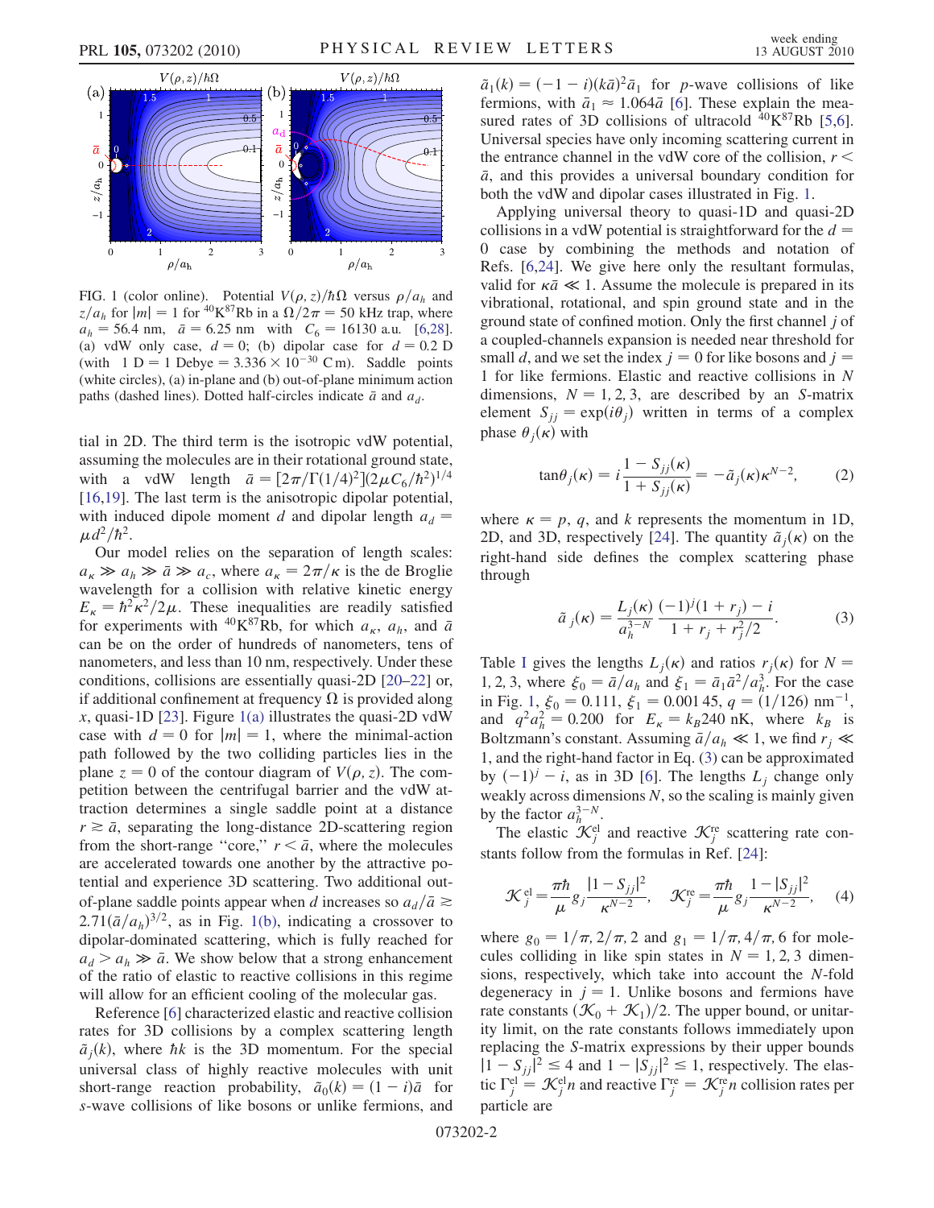FIG. 1 (color online). Potential $V(\rho, z)/\hbar\Omega$ versus $\rho/a_h$ and $z/a_h$ for $|m| = 1$ for $^{40}$K$^{87}$Rb in a $\Omega/2\pi = 50$ kHz trap, where $a_h = 56.4$ nm, $\bar{a} = 6.25$ nm with $C_6 = 16130$ a.u. [6,28]. (a) vdW only case, $d = 0$; (b) dipolar case for $d = 0.2$ D (with 1 D = 1 Debye = $3.336 \times 10^{-30}$ C m). Saddle points (white circles), (a) in-plane and (b) out-of-plane minimum action paths (dashed lines). Dotted half-circles indicate $\bar{a}$ and $a_d$.

tial in 2D. The third term is the isotropic vdW potential, assuming the molecules are in their rotational ground state, with a vdW length $\bar{a} = [2\pi/\Gamma(1/4)^2](2\mu C_6/\hbar^2)^{1/4}$ [16,19]. The last term is the anisotropic dipolar potential, with induced dipole moment $d$ and dipolar length $a_d = \mu d^2/\hbar^2$.

Our model relies on the separation of length scales: $a_\kappa \gg a_h \gg \bar{a} \gg a_c$, where $a_\kappa = 2\pi/\kappa$ is the de Broglie wavelength for a collision with relative kinetic energy $E_\kappa = \hbar^2\kappa^2/2\mu$. These inequalities are readily satisfied for experiments with $^{40}$K$^{87}$Rb, for which $a_\kappa$, $a_h$, and $\bar{a}$ can be on the order of hundreds of nanometers, tens of nanometers, and less than 10 nm, respectively. Under these conditions, collisions are essentially quasi-2D [20–22] or, if additional confinement at frequency $\Omega$ is provided along $x$, quasi-1D [23]. Figure 1(a) illustrates the quasi-2D vdW case with $d = 0$ for $|m| = 1$, where the minimal-action path followed by the two colliding particles lies in the plane $z = 0$ of the contour diagram of $V(\rho, z)$. The competition between the centrifugal barrier and the vdW attraction determines a single saddle point at a distance $r \gtrsim \bar{a}$, separating the long-distance 2D-scattering region from the short-range "core," $r < \bar{a}$, where the molecules are accelerated towards one another by the attractive potential and experience 3D scattering. Two additional out-of-plane saddle points appear when $d$ increases so $a_d/\bar{a} \gtrsim 2.71(\bar{a}/a_h)^{3/2}$, as in Fig. 1(b), indicating a crossover to dipolar-dominated scattering, which is fully reached for $a_d > a_h \gg \bar{a}$. We show below that a strong enhancement of the ratio of elastic to reactive collisions in this regime will allow for an efficient cooling of the molecular gas.

Reference [6] characterized elastic and reactive collision rates for 3D collisions by a complex scattering length $\tilde{a}_j(k)$, where $\hbar k$ is the 3D momentum. For the special universal class of highly reactive molecules with unit short-range reaction probability, $\tilde{a}_0(k) = (1 - i)\bar{a}$ for $s$-wave collisions of like bosons or unlike fermions, and $\tilde{a}_1(k) = (-1 - i)(k\bar{a})^2\bar{a}_1$ for $p$-wave collisions of like fermions, with $\bar{a}_1 \approx 1.064\bar{a}$ [6]. These explain the measured rates of 3D collisions of ultracold $^{40}$K$^{87}$Rb [5,6]. Universal species have only incoming scattering current in the entrance channel in the vdW core of the collision, $r < \bar{a}$, and this provides a universal boundary condition for both the vdW and dipolar cases illustrated in Fig. 1.

Applying universal theory to quasi-1D and quasi-2D collisions in a vdW potential is straightforward for the $d = 0$ case by combining the methods and notation of Refs. [6,24]. We give here only the resultant formulas, valid for $\kappa\bar{a} \ll 1$. Assume the molecule is prepared in its vibrational, rotational, and spin ground state and in the ground state of confined motion. Only the first channel $j$ of a coupled-channels expansion is needed near threshold for small $d$, and we set the index $j = 0$ for like bosons and $j = 1$ for like fermions. Elastic and reactive collisions in $N$ dimensions, $N = 1, 2, 3$, are described by an $S$-matrix element $S_{jj} = \exp(i\theta_j)$ written in terms of a complex phase $\theta_j(\kappa)$ with

$$\tan\theta_j(\kappa) = i\frac{1 - S_{jj}(\kappa)}{1 + S_{jj}(\kappa)} = -\tilde{a}_j(\kappa)\kappa^{N-2}, \tag{2}$$

where $\kappa = p$, $q$, and $k$ represents the momentum in 1D, 2D, and 3D, respectively [24]. The quantity $\tilde{a}_j(\kappa)$ on the right-hand side defines the complex scattering phase through

$$\tilde{a}_j(\kappa) = \frac{L_j(\kappa)}{a_h^{3-N}}\frac{(-1)^j(1 + r_j) - i}{1 + r_j + r_j^2/2}. \tag{3}$$

Table I gives the lengths $L_j(\kappa)$ and ratios $r_j(\kappa)$ for $N = 1, 2, 3$, where $\xi_0 = \bar{a}/a_h$ and $\xi_1 = \bar{a}_1\bar{a}^2/a_h^3$. For the case in Fig. 1, $\xi_0 = 0.111$, $\xi_1 = 0.00145$, $q = (1/126)$ nm$^{-1}$, and $q^2a_h^2 = 0.200$ for $E_\kappa = k_B 240$ nK, where $k_B$ is Boltzmann's constant. Assuming $\bar{a}/a_h \ll 1$, we find $r_j \ll 1$, and the right-hand factor in Eq. (3) can be approximated by $(-1)^j - i$, as in 3D [6]. The lengths $L_j$ change only weakly across dimensions $N$, so the scaling is mainly given by the factor $a_h^{3-N}$.

The elastic $\mathcal{K}_j^{\rm el}$ and reactive $\mathcal{K}_j^{\rm re}$ scattering rate constants follow from the formulas in Ref. [24]:

$$\mathcal{K}_j^{\rm el} = \frac{\pi\hbar}{\mu}g_j\frac{|1 - S_{jj}|^2}{\kappa^{N-2}}, \quad \mathcal{K}_j^{\rm re} = \frac{\pi\hbar}{\mu}g_j\frac{1 - |S_{jj}|^2}{\kappa^{N-2}}, \tag{4}$$

where $g_0 = 1/\pi, 2/\pi, 2$ and $g_1 = 1/\pi, 4/\pi, 6$ for molecules colliding in like spin states in $N = 1, 2, 3$ dimensions, respectively, which take into account the $N$-fold degeneracy in $j = 1$. Unlike bosons and fermions have rate constants $(\mathcal{K}_0 + \mathcal{K}_1)/2$. The upper bound, or unitarity limit, on the rate constants follows immediately upon replacing the $S$-matrix expressions by their upper bounds $|1 - S_{jj}|^2 \leq 4$ and $1 - |S_{jj}|^2 \leq 1$, respectively. The elastic $\Gamma_j^{\rm el} = \mathcal{K}_j^{\rm el}n$ and reactive $\Gamma_j^{\rm re} = \mathcal{K}_j^{\rm re}n$ collision rates per particle are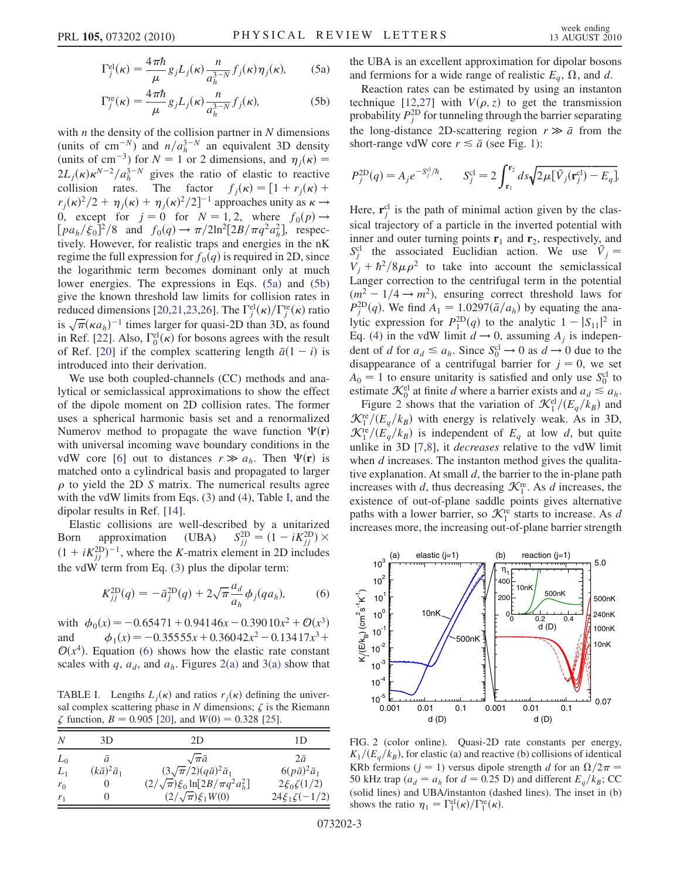$$\Gamma_j^{\rm el}(\kappa) = \frac{4\pi\hbar}{\mu} g_j L_j(\kappa) \frac{n}{a_h^{3-N}} f_j(\kappa)\eta_j(\kappa), \tag{5a}$$

$$\Gamma_j^{\rm re}(\kappa) = \frac{4\pi\hbar}{\mu} g_j L_j(\kappa) \frac{n}{a_h^{3-N}} f_j(\kappa), \tag{5b}$$

with $n$ the density of the collision partner in $N$ dimensions (units of $\mathrm{cm}^{-N}$) and $n/a_h^{3-N}$ an equivalent 3D density (units of $\mathrm{cm}^{-3}$) for $N = 1$ or 2 dimensions, and $\eta_j(\kappa) = 2L_j(\kappa)\kappa^{N-2}/a_h^{3-N}$ gives the ratio of elastic to reactive collision rates. The factor $f_j(\kappa) = [1 + r_j(\kappa) + r_j(\kappa)^2/2 + \eta_j(\kappa) + \eta_j(\kappa)^2/2]^{-1}$ approaches unity as $\kappa \to 0$, except for $j = 0$ and $N = 1, 2$, where $f_0(p) \to [pa_h/\xi_0]^2/8$ and $f_0(q) \to \pi/2\ln^2[2B/\pi q^2 a_h^2]$, respectively. However, for realistic traps and energies in the nK regime the full expression for $f_0(q)$ is required in 2D, since the logarithmic term becomes dominant only at much lower energies. The expressions in Eqs. (5a) and (5b) give the known threshold law limits for collision rates in reduced dimensions [20,21,23,26]. The $\Gamma_j^{\rm el}(\kappa)/\Gamma_j^{\rm re}(\kappa)$ ratio is $\sqrt{\pi}(\kappa a_h)^{-1}$ times larger for quasi-2D than 3D, as found in Ref. [22]. Also, $\Gamma_0^{\rm el}(\kappa)$ for bosons agrees with the result of Ref. [20] if the complex scattering length $\bar{a}(1 - i)$ is introduced into their derivation.

We use both coupled-channels (CC) methods and analytical or semiclassical approximations to show the effect of the dipole moment on 2D collision rates. The former uses a spherical harmonic basis set and a renormalized Numerov method to propagate the wave function $\Psi(\mathbf{r})$ with universal incoming wave boundary conditions in the vdW core [6] out to distances $r \gg a_h$. Then $\Psi(\mathbf{r})$ is matched onto a cylindrical basis and propagated to larger $\rho$ to yield the 2D $S$ matrix. The numerical results agree with the vdW limits from Eqs. (3) and (4), Table I, and the dipolar results in Ref. [14].

Elastic collisions are well-described by a unitarized Born approximation (UBA) $S_{jj}^{\rm 2D} = (1 - iK_{jj}^{\rm 2D}) \times (1 + iK_{jj}^{\rm 2D})^{-1}$, where the $K$-matrix element in 2D includes the vdW term from Eq. (3) plus the dipolar term:

$$K_{jj}^{\rm 2D}(q) = -\tilde{a}_j^{\rm 2D}(q) + 2\sqrt{\pi}\frac{a_d}{a_h}\phi_j(qa_h), \tag{6}$$

with $\phi_0(x) = -0.65471 + 0.94146x - 0.39010x^2 + \mathcal{O}(x^3)$ and $\phi_1(x) = -0.35555x + 0.36042x^2 - 0.13417x^3 + \mathcal{O}(x^4)$. Equation (6) shows how the elastic rate constant scales with $q$, $a_d$, and $a_h$. Figures 2(a) and 3(a) show that the UBA is an excellent approximation for dipolar bosons and fermions for a wide range of realistic $E_q$, $\Omega$, and $d$.

TABLE I. Lengths $L_j(\kappa)$ and ratios $r_j(\kappa)$ defining the universal complex scattering phase in $N$ dimensions; $\zeta$ is the Riemann $\zeta$ function, $B = 0.905$ [20], and $W(0) = 0.328$ [25].

| $N$ | 3D | 2D | 1D |
|---|---|---|---|
| $L_0$ | $\bar{a}$ | $\sqrt{\pi}\bar{a}$ | $2\bar{a}$ |
| $L_1$ | $(k\bar{a})^2\bar{a}_1$ | $(3\sqrt{\pi}/2)(q\bar{a})^2\bar{a}_1$ | $6(p\bar{a})^2\bar{a}_1$ |
| $r_0$ | 0 | $(2/\sqrt{\pi})\xi_0\ln[2B/\pi q^2 a_h^2]$ | $2\xi_0\zeta(1/2)$ |
| $r_1$ | 0 | $(2/\sqrt{\pi})\xi_1 W(0)$ | $24\xi_1\zeta(-1/2)$ |

Reaction rates can be estimated by using an instanton technique [12,27] with $V(\rho, z)$ to get the transmission probability $P_j^{\rm 2D}$ for tunneling through the barrier separating the long-distance 2D-scattering region $r \gg \bar{a}$ from the short-range vdW core $r \lesssim \bar{a}$ (see Fig. 1):

$$P_j^{\rm 2D}(q) = A_j e^{-S_j^{\rm cl}/\hbar}, \qquad S_j^{\rm cl} = 2\int_{\mathbf{r}_1}^{\mathbf{r}_2} ds\sqrt{2\mu[\tilde{V}_j(\mathbf{r}_j^{\rm cl}) - E_q]}.$$

Here, $\mathbf{r}_j^{\rm cl}$ is the path of minimal action given by the classical trajectory of a particle in the inverted potential with inner and outer turning points $\mathbf{r}_1$ and $\mathbf{r}_2$, respectively, and $S_j^{\rm cl}$ the associated Euclidian action. We use $\tilde{V}_j = V_j + \hbar^2/8\mu\rho^2$ to take into account the semiclassical Langer correction to the centrifugal term in the potential $(m^2 - 1/4 \to m^2)$, ensuring correct threshold laws for $P_j^{\rm 2D}(q)$. We find $A_1 = 1.0297(\bar{a}/a_h)$ by equating the analytic expression for $P_1^{\rm 2D}(q)$ to the analytic $1 - |S_{11}|^2$ in Eq. (4) in the vdW limit $d \to 0$, assuming $A_j$ is independent of $d$ for $a_d \lesssim a_h$. Since $S_0^{\rm cl} \to 0$ as $d \to 0$ due to the disappearance of a centrifugal barrier for $j = 0$, we set $A_0 = 1$ to ensure unitarity is satisfied and only use $S_0^{\rm cl}$ to estimate $\mathcal{K}_0^{\rm el}$ at finite $d$ where a barrier exists and $a_d \lesssim a_h$.

Figure 2 shows that the variation of $\mathcal{K}_1^{\rm el}/(E_q/k_B)$ and $\mathcal{K}_1^{\rm re}/(E_q/k_B)$ with energy is relatively weak. As in 3D, $\mathcal{K}_1^{\rm re}/(E_q/k_B)$ is independent of $E_q$ at low $d$, but quite unlike in 3D [7,8], it *decreases* relative to the vdW limit when $d$ increases. The instanton method gives the qualitative explanation. At small $d$, the barrier to the in-plane path increases with $d$, thus decreasing $\mathcal{K}_1^{\rm re}$. As $d$ increases, the existence of out-of-plane saddle points gives alternative paths with a lower barrier, so $\mathcal{K}_1^{\rm re}$ starts to increase. As $d$ increases more, the increasing out-of-plane barrier strength

FIG. 2 (color online). Quasi-2D rate constants per energy, $K_j/(E_q/k_B)$, for elastic (a) and reactive (b) collisions of identical KRb fermions ($j = 1$) versus dipole strength $d$ for an $\Omega/2\pi = 50$ kHz trap ($a_d = a_h$ for $d = 0.25$ D) and different $E_q/k_B$; CC (solid lines) and UBA/instanton (dashed lines). The inset in (b) shows the ratio $\eta_1 = \Gamma_1^{\rm el}(\kappa)/\Gamma_1^{\rm re}(\kappa)$.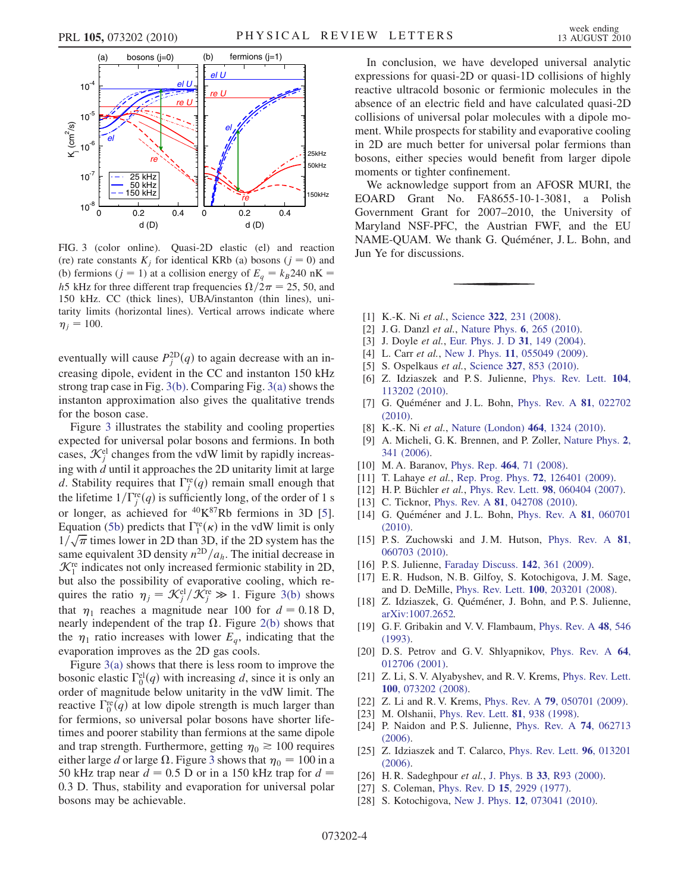(a) bosons (j=0)

(b) fermions (j=1)

$K_j$ (cm$^2$/s)

$10^{-4}$

$10^{-5}$

$10^{-6}$

$10^{-7}$

$10^{-8}$

el U

re U

el

re

25 kHz

50 kHz

150 kHz

25kHz

50kHz

150kHz

0

0.2

0.4

d (D)

FIG. 3 (color online). Quasi-2D elastic (el) and reaction (re) rate constants $K_j$ for identical KRb (a) bosons ($j = 0$) and (b) fermions ($j = 1$) at a collision energy of $E_q = k_B 240$ nK $= h5$ kHz for three different trap frequencies $\Omega/2\pi = 25$, 50, and 150 kHz. CC (thick lines), UBA/instanton (thin lines), unitarity limits (horizontal lines). Vertical arrows indicate where $\eta_j = 100$.

eventually will cause $P_j^{2D}(q)$ to again decrease with an increasing dipole, evident in the CC and instanton 150 kHz strong trap case in Fig. 3(b). Comparing Fig. 3(a) shows the instanton approximation also gives the qualitative trends for the boson case.

Figure 3 illustrates the stability and cooling properties expected for universal polar bosons and fermions. In both cases, $\mathcal{K}_j^{el}$ changes from the vdW limit by rapidly increasing with $d$ until it approaches the 2D unitarity limit at large $d$. Stability requires that $\Gamma_j^{re}(q)$ remain small enough that the lifetime $1/\Gamma_j^{re}(q)$ is sufficiently long, of the order of 1 s or longer, as achieved for $^{40}K^{87}Rb$ fermions in 3D [5]. Equation (5b) predicts that $\Gamma_1^{re}(\kappa)$ in the vdW limit is only $1/\sqrt{\pi}$ times lower in 2D than 3D, if the 2D system has the same equivalent 3D density $n^{2D}/a_h$. The initial decrease in $\mathcal{K}_1^{re}$ indicates not only increased fermionic stability in 2D, but also the possibility of evaporative cooling, which requires the ratio $\eta_j = \mathcal{K}_j^{el}/\mathcal{K}_j^{re} \gg 1$. Figure 3(b) shows that $\eta_1$ reaches a magnitude near 100 for $d = 0.18$ D, nearly independent of the trap $\Omega$. Figure 2(b) shows that the $\eta_1$ ratio increases with lower $E_q$, indicating that the evaporation improves as the 2D gas cools.

Figure 3(a) shows that there is less room to improve the bosonic elastic $\Gamma_0^{el}(q)$ with increasing $d$, since it is only an order of magnitude below unitarity in the vdW limit. The reactive $\Gamma_0^{re}(q)$ at low dipole strength is much larger than for fermions, so universal polar bosons have shorter lifetimes and poorer stability than fermions at the same dipole and trap strength. Furthermore, getting $\eta_0 \gtrsim 100$ requires either large $d$ or large $\Omega$. Figure 3 shows that $\eta_0 = 100$ in a 50 kHz trap near $d = 0.5$ D or in a 150 kHz trap for $d = 0.3$ D. Thus, stability and evaporation for universal polar bosons may be achievable.

In conclusion, we have developed universal analytic expressions for quasi-2D or quasi-1D collisions of highly reactive ultracold bosonic or fermionic molecules in the absence of an electric field and have calculated quasi-2D collisions of universal polar molecules with a dipole moment. While prospects for stability and evaporative cooling in 2D are much better for universal polar fermions than bosons, either species would benefit from larger dipole moments or tighter confinement.

We acknowledge support from an AFOSR MURI, the EOARD Grant No. FA8655-10-1-3081, a Polish Government Grant for 2007–2010, the University of Maryland NSF-PFC, the Austrian FWF, and the EU NAME-QUAM. We thank G. Quéméner, J. L. Bohn, and Jun Ye for discussions.

---

[1] K.-K. Ni *et al.*, Science **322**, 231 (2008).
[2] J. G. Danzl *et al.*, Nature Phys. **6**, 265 (2010).
[3] J. Doyle *et al.*, Eur. Phys. J. D **31**, 149 (2004).
[4] L. Carr *et al.*, New J. Phys. **11**, 055049 (2009).
[5] S. Ospelkaus *et al.*, Science **327**, 853 (2010).
[6] Z. Idziaszek and P. S. Julienne, Phys. Rev. Lett. **104**, 113202 (2010).
[7] G. Quéméner and J. L. Bohn, Phys. Rev. A **81**, 022702 (2010).
[8] K.-K. Ni *et al.*, Nature (London) **464**, 1324 (2010).
[9] A. Micheli, G. K. Brennen, and P. Zoller, Nature Phys. **2**, 341 (2006).
[10] M. A. Baranov, Phys. Rep. **464**, 71 (2008).
[11] T. Lahaye *et al.*, Rep. Prog. Phys. **72**, 126401 (2009).
[12] H. P. Büchler *et al.*, Phys. Rev. Lett. **98**, 060404 (2007).
[13] C. Ticknor, Phys. Rev. A **81**, 042708 (2010).
[14] G. Quéméner and J. L. Bohn, Phys. Rev. A **81**, 060701 (2010).
[15] P. S. Zuchowski and J. M. Hutson, Phys. Rev. A **81**, 060703 (2010).
[16] P. S. Julienne, Faraday Discuss. **142**, 361 (2009).
[17] E. R. Hudson, N. B. Gilfoy, S. Kotochigova, J. M. Sage, and D. DeMille, Phys. Rev. Lett. **100**, 203201 (2008).
[18] Z. Idziaszek, G. Quéméner, J. Bohn, and P. S. Julienne, arXiv:1007.2652.
[19] G. F. Gribakin and V. V. Flambaum, Phys. Rev. A **48**, 546 (1993).
[20] D. S. Petrov and G. V. Shlyapnikov, Phys. Rev. A **64**, 012706 (2001).
[21] Z. Li, S. V. Alyabyshev, and R. V. Krems, Phys. Rev. Lett. **100**, 073202 (2008).
[22] Z. Li and R. V. Krems, Phys. Rev. A **79**, 050701 (2009).
[23] M. Olshanii, Phys. Rev. Lett. **81**, 938 (1998).
[24] P. Naidon and P. S. Julienne, Phys. Rev. A **74**, 062713 (2006).
[25] Z. Idziaszek and T. Calarco, Phys. Rev. Lett. **96**, 013201 (2006).
[26] H. R. Sadeghpour *et al.*, J. Phys. B **33**, R93 (2000).
[27] S. Coleman, Phys. Rev. D **15**, 2929 (1977).
[28] S. Kotochigova, New J. Phys. **12**, 073041 (2010).